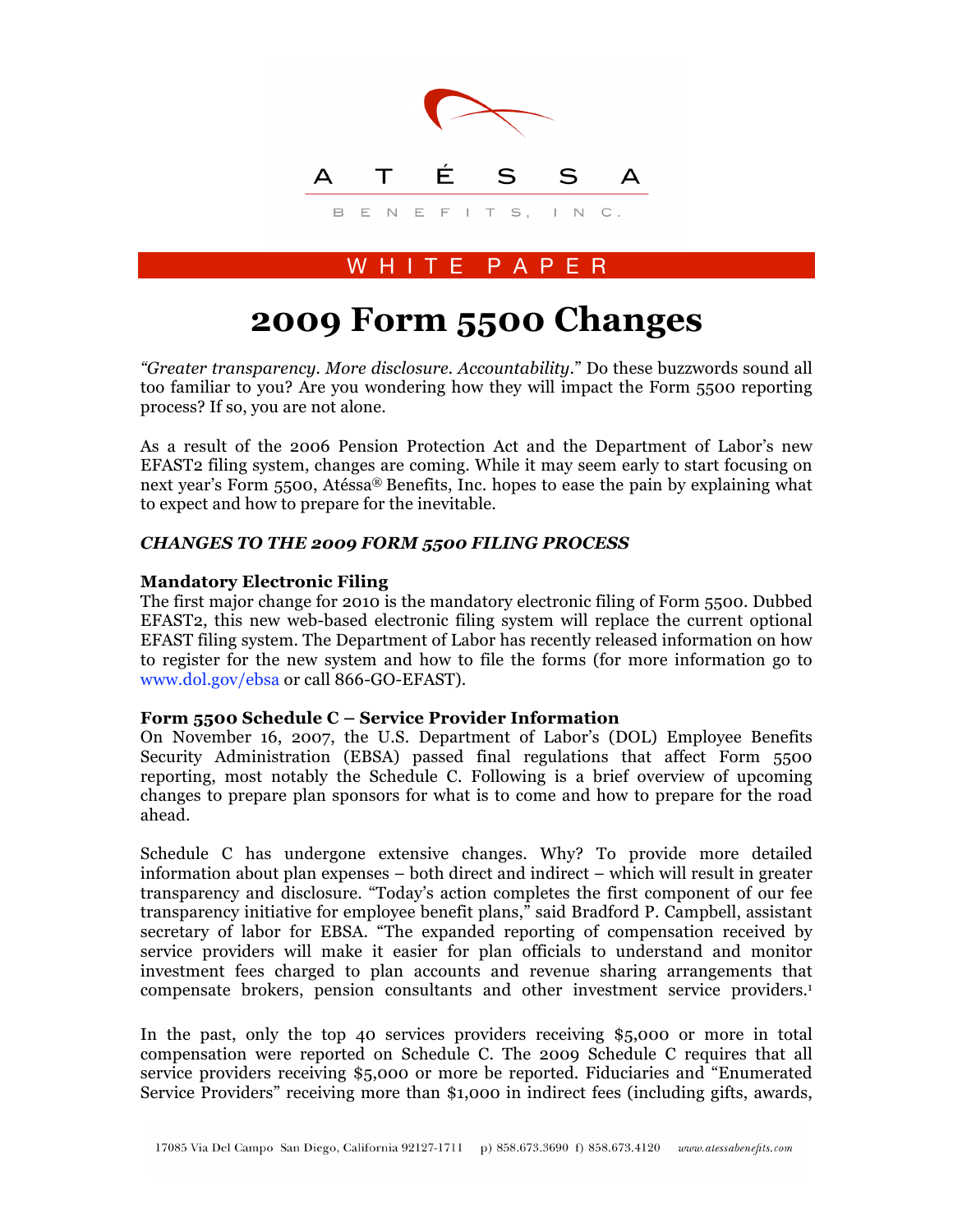ATÉSSA

BENEFITS, INC.

WHITE PAPER

# 2009 Form 5500 Changes

*"Greater transparency. More disclosure. Accountability."* Do these buzzwords sound all too familiar to you? Are you wondering how they will impact the Form 5500 reporting process? If so, you are not alone.

As a result of the 2006 Pension Protection Act and the Department of Labor's new EFAST2 filing system, changes are coming. While it may seem early to start focusing on next year's Form 5500, Atéssa® Benefits, Inc. hopes to ease the pain by explaining what to expect and how to prepare for the inevitable.

## *CHANGES TO THE 2009 FORM 5500 FILING PROCESS*

### Mandatory Electronic Filing

The first major change for 2010 is the mandatory electronic filing of Form 5500. Dubbed EFAST2, this new web-based electronic filing system will replace the current optional EFAST filing system. The Department of Labor has recently released information on how to register for the new system and how to file the forms (for more information go to www.dol.gov/ebsa or call 866-GO-EFAST).

### Form 5500 Schedule C – Service Provider Information

On November 16, 2007, the U.S. Department of Labor's (DOL) Employee Benefits Security Administration (EBSA) passed final regulations that affect Form 5500 reporting, most notably the Schedule C. Following is a brief overview of upcoming changes to prepare plan sponsors for what is to come and how to prepare for the road ahead.

Schedule C has undergone extensive changes. Why? To provide more detailed information about plan expenses – both direct and indirect – which will result in greater transparency and disclosure. "Today's action completes the first component of our fee transparency initiative for employee benefit plans," said Bradford P. Campbell, assistant secretary of labor for EBSA. "The expanded reporting of compensation received by service providers will make it easier for plan officials to understand and monitor investment fees charged to plan accounts and revenue sharing arrangements that compensate brokers, pension consultants and other investment service providers.[1]

In the past, only the top 40 services providers receiving $5,000 or more in total compensation were reported on Schedule C. The 2009 Schedule C requires that all service providers receiving $5,000 or more be reported. Fiduciaries and "Enumerated Service Providers" receiving more than $1,000 in indirect fees (including gifts, awards,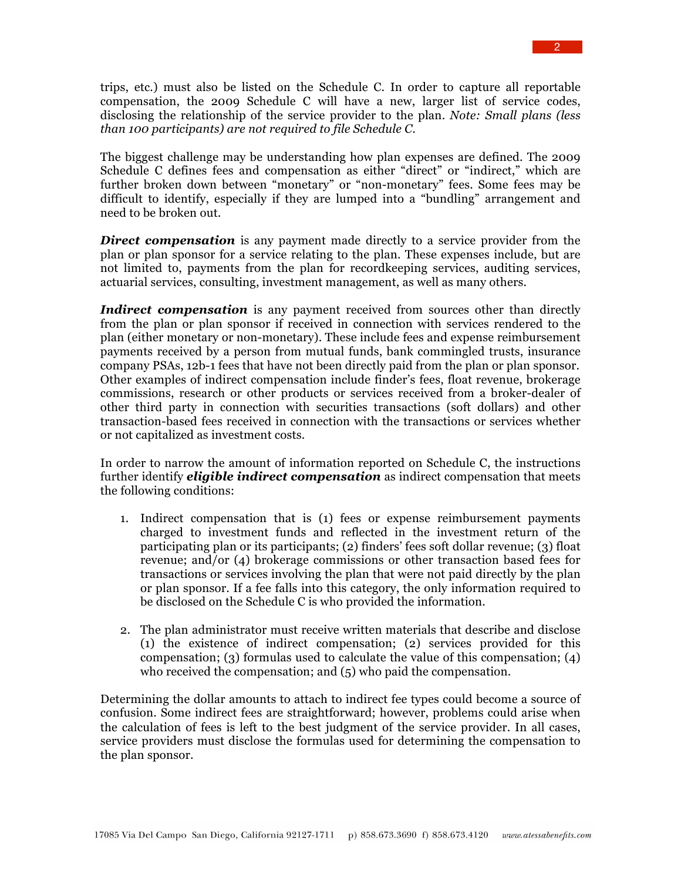trips, etc.) must also be listed on the Schedule C. In order to capture all reportable compensation, the 2009 Schedule C will have a new, larger list of service codes, disclosing the relationship of the service provider to the plan. *Note: Small plans (less than 100 participants) are not required to file Schedule C.*

The biggest challenge may be understanding how plan expenses are defined. The 2009 Schedule C defines fees and compensation as either "direct" or "indirect," which are further broken down between "monetary" or "non-monetary" fees. Some fees may be difficult to identify, especially if they are lumped into a "bundling" arrangement and need to be broken out.

***Direct compensation*** is any payment made directly to a service provider from the plan or plan sponsor for a service relating to the plan. These expenses include, but are not limited to, payments from the plan for recordkeeping services, auditing services, actuarial services, consulting, investment management, as well as many others.

***Indirect compensation*** is any payment received from sources other than directly from the plan or plan sponsor if received in connection with services rendered to the plan (either monetary or non-monetary). These include fees and expense reimbursement payments received by a person from mutual funds, bank commingled trusts, insurance company PSAs, 12b-1 fees that have not been directly paid from the plan or plan sponsor. Other examples of indirect compensation include finder's fees, float revenue, brokerage commissions, research or other products or services received from a broker-dealer of other third party in connection with securities transactions (soft dollars) and other transaction-based fees received in connection with the transactions or services whether or not capitalized as investment costs.

In order to narrow the amount of information reported on Schedule C, the instructions further identify ***eligible indirect compensation*** as indirect compensation that meets the following conditions:

1. Indirect compensation that is (1) fees or expense reimbursement payments charged to investment funds and reflected in the investment return of the participating plan or its participants; (2) finders' fees soft dollar revenue; (3) float revenue; and/or (4) brokerage commissions or other transaction based fees for transactions or services involving the plan that were not paid directly by the plan or plan sponsor. If a fee falls into this category, the only information required to be disclosed on the Schedule C is who provided the information.

2. The plan administrator must receive written materials that describe and disclose (1) the existence of indirect compensation; (2) services provided for this compensation; (3) formulas used to calculate the value of this compensation; (4) who received the compensation; and (5) who paid the compensation.

Determining the dollar amounts to attach to indirect fee types could become a source of confusion. Some indirect fees are straightforward; however, problems could arise when the calculation of fees is left to the best judgment of the service provider. In all cases, service providers must disclose the formulas used for determining the compensation to the plan sponsor.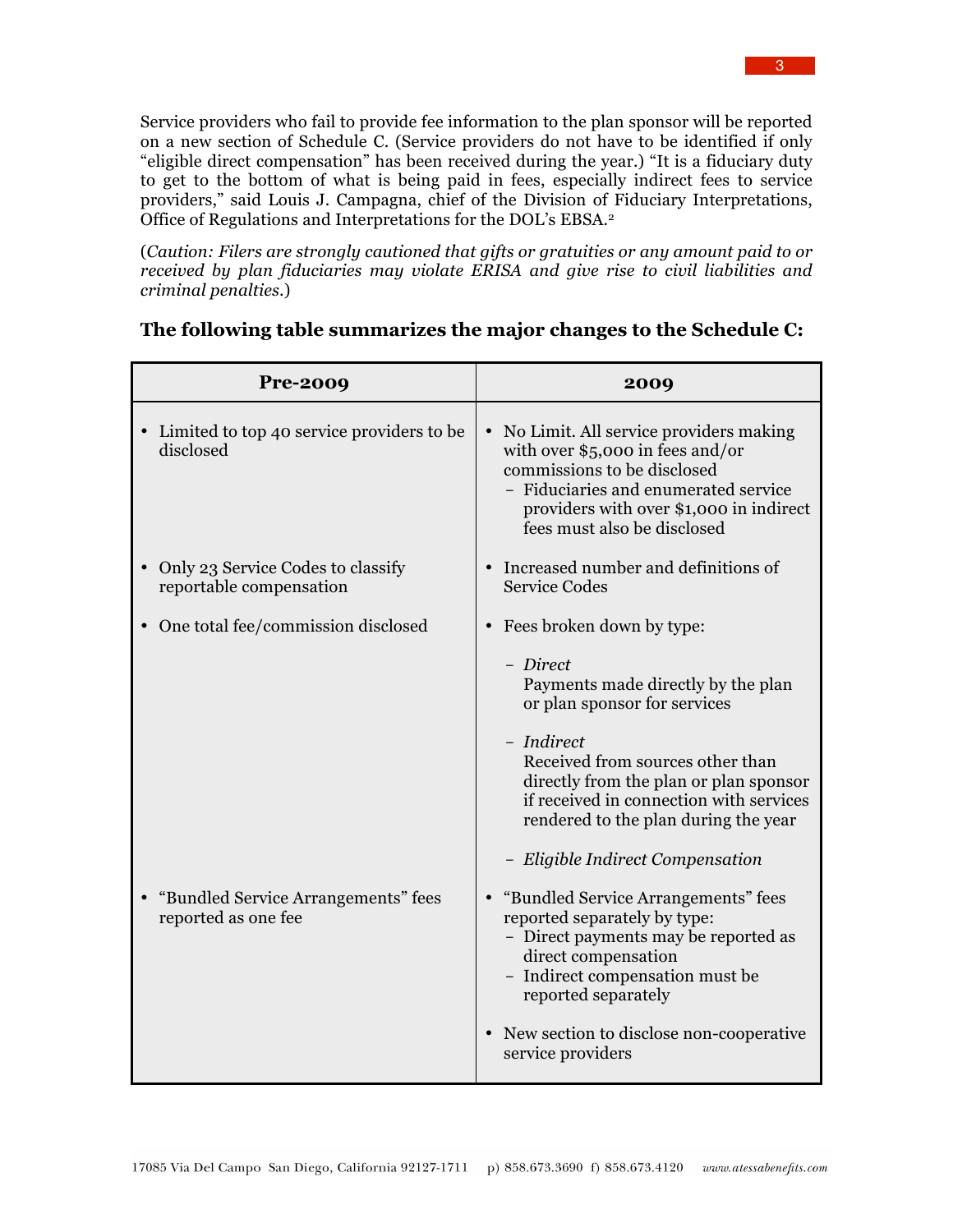Service providers who fail to provide fee information to the plan sponsor will be reported on a new section of Schedule C. (Service providers do not have to be identified if only "eligible direct compensation" has been received during the year.) "It is a fiduciary duty to get to the bottom of what is being paid in fees, especially indirect fees to service providers," said Louis J. Campagna, chief of the Division of Fiduciary Interpretations, Office of Regulations and Interpretations for the DOL's EBSA.[2]

(*Caution: Filers are strongly cautioned that gifts or gratuities or any amount paid to or received by plan fiduciaries may violate ERISA and give rise to civil liabilities and criminal penalties.*)

### The following table summarizes the major changes to the Schedule C:

| Pre-2009 | 2009 |
|---|---|
| • Limited to top 40 service providers to be disclosed | • No Limit. All service providers making with over $5,000 in fees and/or commissions to be disclosed<br>– Fiduciaries and enumerated service providers with over $1,000 in indirect fees must also be disclosed |
| • Only 23 Service Codes to classify reportable compensation | • Increased number and definitions of Service Codes |
| • One total fee/commission disclosed | • Fees broken down by type:<br>– *Direct* Payments made directly by the plan or plan sponsor for services<br>– *Indirect* Received from sources other than directly from the plan or plan sponsor if received in connection with services rendered to the plan during the year<br>– *Eligible Indirect Compensation* |
| • "Bundled Service Arrangements" fees reported as one fee | • "Bundled Service Arrangements" fees reported separately by type:<br>– Direct payments may be reported as direct compensation<br>– Indirect compensation must be reported separately<br>• New section to disclose non-cooperative service providers |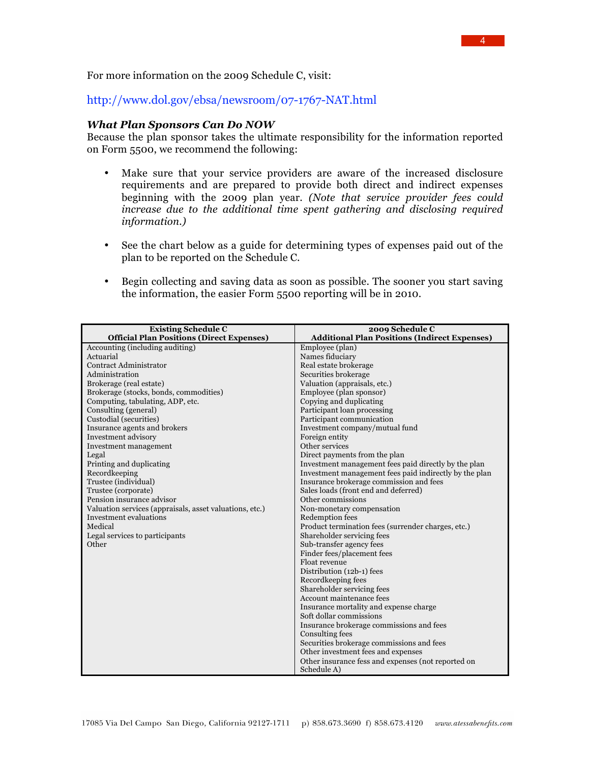For more information on the 2009 Schedule C, visit:

http://www.dol.gov/ebsa/newsroom/07-1767-NAT.html

***What Plan Sponsors Can Do NOW***

Because the plan sponsor takes the ultimate responsibility for the information reported on Form 5500, we recommend the following:

- Make sure that your service providers are aware of the increased disclosure requirements and are prepared to provide both direct and indirect expenses beginning with the 2009 plan year. *(Note that service provider fees could increase due to the additional time spent gathering and disclosing required information.)*

- See the chart below as a guide for determining types of expenses paid out of the plan to be reported on the Schedule C.

- Begin collecting and saving data as soon as possible. The sooner you start saving the information, the easier Form 5500 reporting will be in 2010.

| **Existing Schedule C Official Plan Positions (Direct Expenses)** | **2009 Schedule C Additional Plan Positions (Indirect Expenses)** |
|---|---|
| Accounting (including auditing) | Employee (plan) |
| Actuarial | Names fiduciary |
| Contract Administrator | Real estate brokerage |
| Administration | Securities brokerage |
| Brokerage (real estate) | Valuation (appraisals, etc.) |
| Brokerage (stocks, bonds, commodities) | Employee (plan sponsor) |
| Computing, tabulating, ADP, etc. | Copying and duplicating |
| Consulting (general) | Participant loan processing |
| Custodial (securities) | Participant communication |
| Insurance agents and brokers | Investment company/mutual fund |
| Investment advisory | Foreign entity |
| Investment management | Other services |
| Legal | Direct payments from the plan |
| Printing and duplicating | Investment management fees paid directly by the plan |
| Recordkeeping | Investment management fees paid indirectly by the plan |
| Trustee (individual) | Insurance brokerage commission and fees |
| Trustee (corporate) | Sales loads (front end and deferred) |
| Pension insurance advisor | Other commissions |
| Valuation services (appraisals, asset valuations, etc.) | Non-monetary compensation |
| Investment evaluations | Redemption fees |
| Medical | Product termination fees (surrender charges, etc.) |
| Legal services to participants | Shareholder servicing fees |
| Other | Sub-transfer agency fees |
| | Finder fees/placement fees |
| | Float revenue |
| | Distribution (12b-1) fees |
| | Recordkeeping fees |
| | Shareholder servicing fees |
| | Account maintenance fees |
| | Insurance mortality and expense charge |
| | Soft dollar commissions |
| | Insurance brokerage commissions and fees |
| | Consulting fees |
| | Securities brokerage commissions and fees |
| | Other investment fees and expenses |
| | Other insurance fess and expenses (not reported on Schedule A) |

17085 Via Del Campo San Diego, California 92127-1711 p) 858.673.3690 f) 858.673.4120 *www.atessabenefits.com*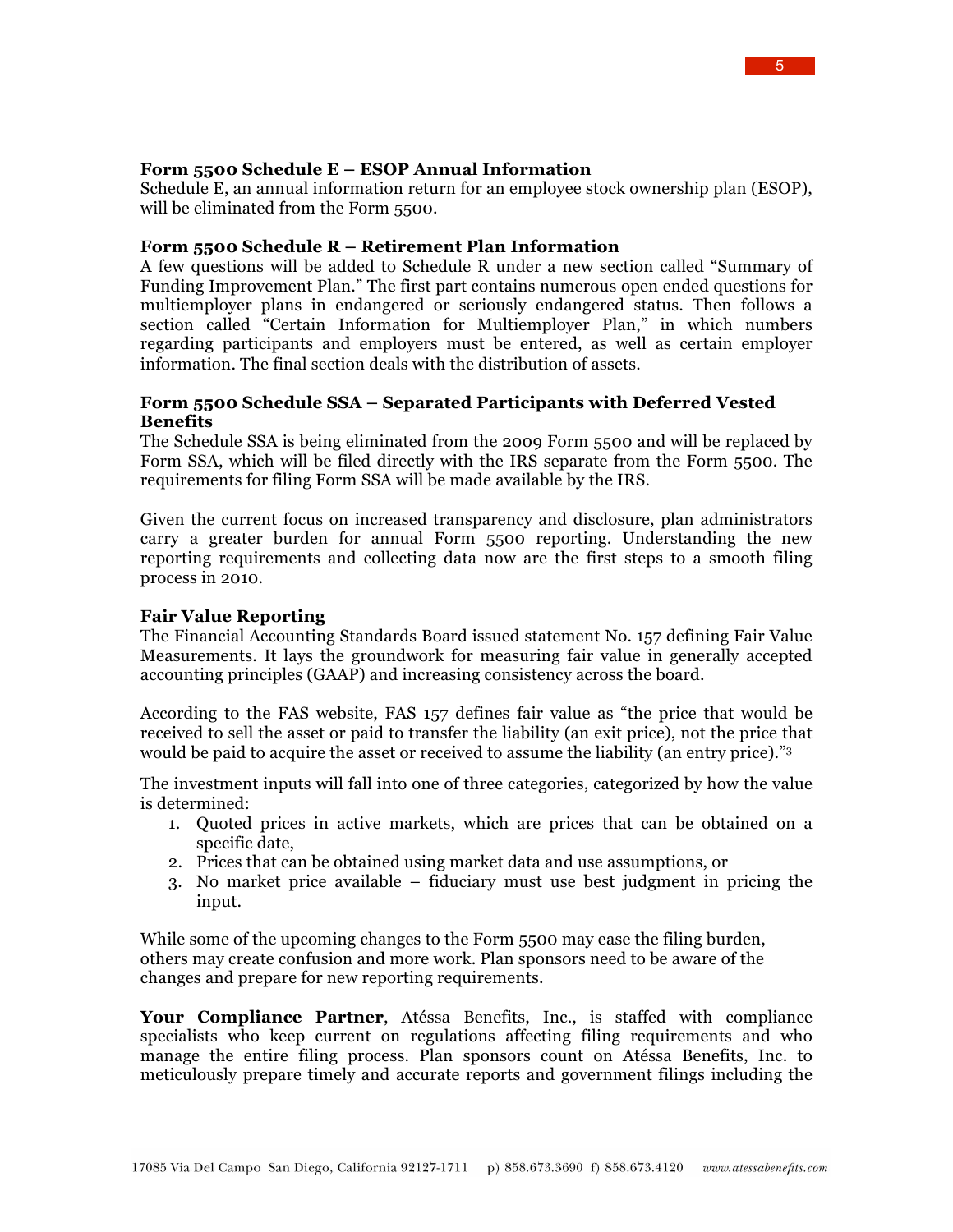**Form 5500 Schedule E – ESOP Annual Information**
Schedule E, an annual information return for an employee stock ownership plan (ESOP), will be eliminated from the Form 5500.

**Form 5500 Schedule R – Retirement Plan Information**
A few questions will be added to Schedule R under a new section called "Summary of Funding Improvement Plan." The first part contains numerous open ended questions for multiemployer plans in endangered or seriously endangered status. Then follows a section called "Certain Information for Multiemployer Plan," in which numbers regarding participants and employers must be entered, as well as certain employer information. The final section deals with the distribution of assets.

**Form 5500 Schedule SSA – Separated Participants with Deferred Vested Benefits**
The Schedule SSA is being eliminated from the 2009 Form 5500 and will be replaced by Form SSA, which will be filed directly with the IRS separate from the Form 5500. The requirements for filing Form SSA will be made available by the IRS.

Given the current focus on increased transparency and disclosure, plan administrators carry a greater burden for annual Form 5500 reporting. Understanding the new reporting requirements and collecting data now are the first steps to a smooth filing process in 2010.

**Fair Value Reporting**
The Financial Accounting Standards Board issued statement No. 157 defining Fair Value Measurements. It lays the groundwork for measuring fair value in generally accepted accounting principles (GAAP) and increasing consistency across the board.

According to the FAS website, FAS 157 defines fair value as "the price that would be received to sell the asset or paid to transfer the liability (an exit price), not the price that would be paid to acquire the asset or received to assume the liability (an entry price)."[3]

The investment inputs will fall into one of three categories, categorized by how the value is determined:

1. Quoted prices in active markets, which are prices that can be obtained on a specific date,
2. Prices that can be obtained using market data and use assumptions, or
3. No market price available – fiduciary must use best judgment in pricing the input.

While some of the upcoming changes to the Form 5500 may ease the filing burden, others may create confusion and more work. Plan sponsors need to be aware of the changes and prepare for new reporting requirements.

**Your Compliance Partner**, Atéssa Benefits, Inc., is staffed with compliance specialists who keep current on regulations affecting filing requirements and who manage the entire filing process. Plan sponsors count on Atéssa Benefits, Inc. to meticulously prepare timely and accurate reports and government filings including the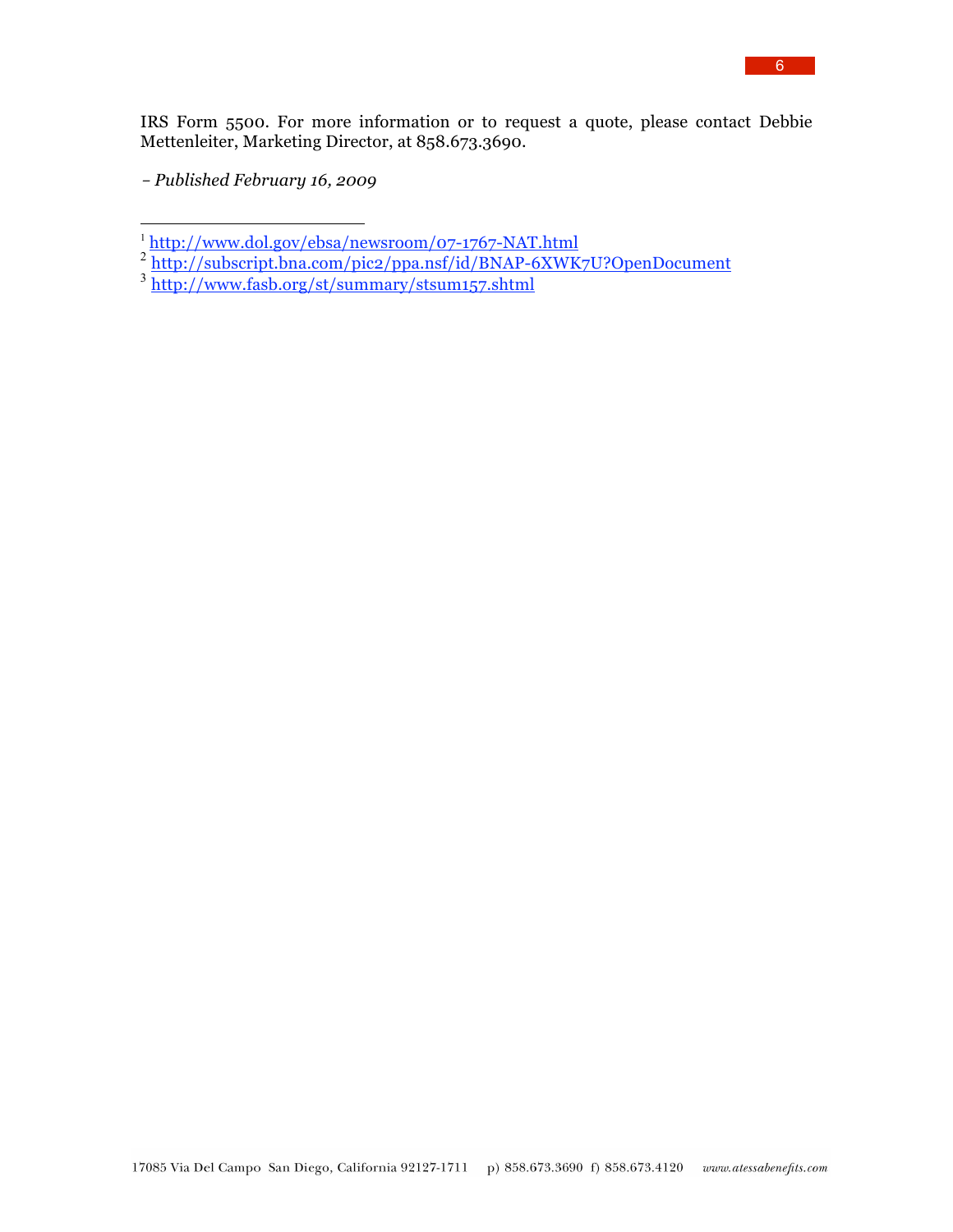IRS Form 5500. For more information or to request a quote, please contact Debbie Mettenleiter, Marketing Director, at 858.673.3690.

*– Published February 16, 2009*

---

[1] http://www.dol.gov/ebsa/newsroom/07-1767-NAT.html

[2] http://subscript.bna.com/pic2/ppa.nsf/id/BNAP-6XWK7U?OpenDocument

[3] http://www.fasb.org/st/summary/stsum157.shtml